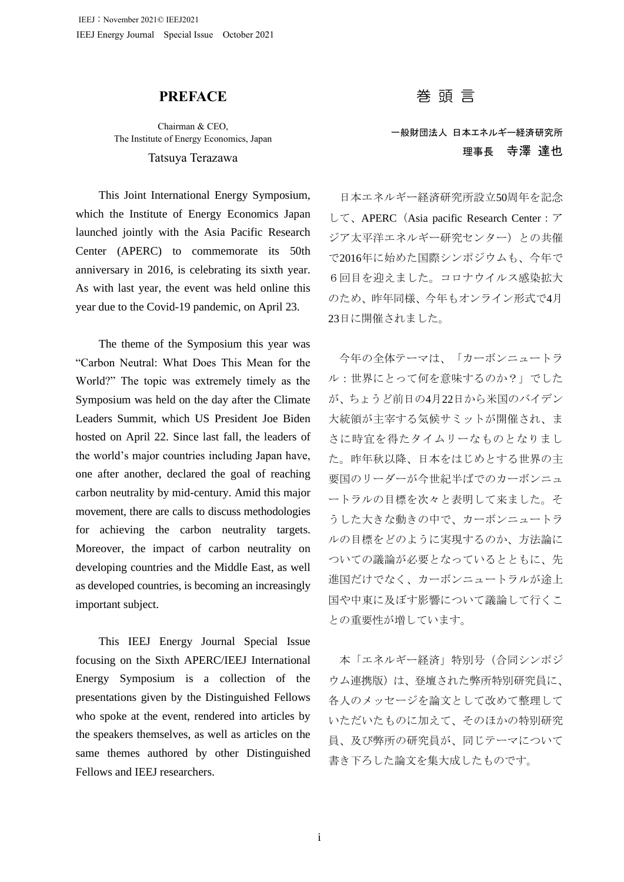# PREFACE

Chairman & CEO,
The Institute of Energy Economics, Japan

Tatsuya Terazawa

This Joint International Energy Symposium, which the Institute of Energy Economics Japan launched jointly with the Asia Pacific Research Center (APERC) to commemorate its 50th anniversary in 2016, is celebrating its sixth year. As with last year, the event was held online this year due to the Covid-19 pandemic, on April 23.

The theme of the Symposium this year was "Carbon Neutral: What Does This Mean for the World?" The topic was extremely timely as the Symposium was held on the day after the Climate Leaders Summit, which US President Joe Biden hosted on April 22. Since last fall, the leaders of the world's major countries including Japan have, one after another, declared the goal of reaching carbon neutrality by mid-century. Amid this major movement, there are calls to discuss methodologies for achieving the carbon neutrality targets. Moreover, the impact of carbon neutrality on developing countries and the Middle East, as well as developed countries, is becoming an increasingly important subject.

This IEEJ Energy Journal Special Issue focusing on the Sixth APERC/IEEJ International Energy Symposium is a collection of the presentations given by the Distinguished Fellows who spoke at the event, rendered into articles by the speakers themselves, as well as articles on the same themes authored by other Distinguished Fellows and IEEJ researchers.

# 巻 頭 言

一般財団法人 日本エネルギー経済研究所
理事長　寺澤 達也

日本エネルギー経済研究所設立50周年を記念して、APERC（Asia pacific Research Center : アジア太平洋エネルギー研究センター）との共催で2016年に始めた国際シンポジウムも、今年で６回目を迎えました。コロナウイルス感染拡大のため、昨年同様、今年もオンライン形式で4月23日に開催されました。

今年の全体テーマは、「カーボンニュートラル：世界にとって何を意味するのか？」でしたが、ちょうど前日の4月22日から米国のバイデン大統領が主宰する気候サミットが開催され、まさに時宜を得たタイムリーなものとなりました。昨年秋以降、日本をはじめとする世界の主要国のリーダーが今世紀半ばでのカーボンニュートラルの目標を次々と表明して来ました。そうした大きな動きの中で、カーボンニュートラルの目標をどのように実現するのか、方法論についての議論が必要となっているとともに、先進国だけでなく、カーボンニュートラルが途上国や中東に及ぼす影響について議論して行くことの重要性が増しています。

本「エネルギー経済」特別号（合同シンポジウム連携版）は、登壇された弊所特別研究員に、各人のメッセージを論文として改めて整理していただいたものに加えて、そのほかの特別研究員、及び弊所の研究員が、同じテーマについて書き下ろした論文を集大成したものです。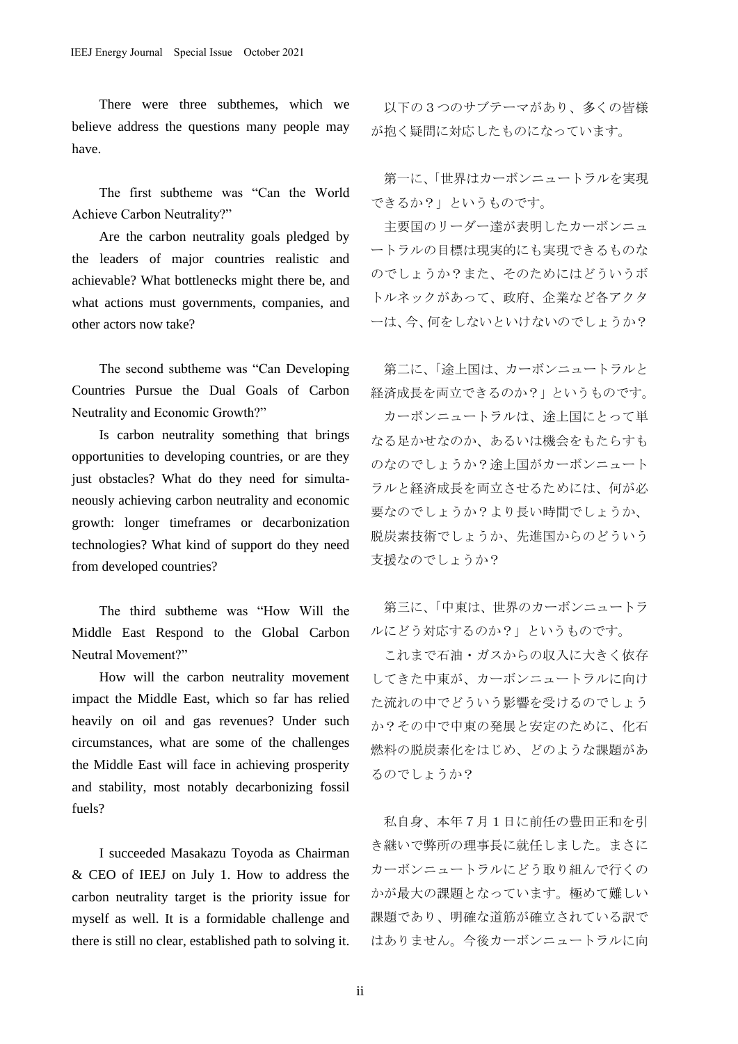There were three subthemes, which we believe address the questions many people may have.

The first subtheme was "Can the World Achieve Carbon Neutrality?"

Are the carbon neutrality goals pledged by the leaders of major countries realistic and achievable? What bottlenecks might there be, and what actions must governments, companies, and other actors now take?

The second subtheme was "Can Developing Countries Pursue the Dual Goals of Carbon Neutrality and Economic Growth?"

Is carbon neutrality something that brings opportunities to developing countries, or are they just obstacles? What do they need for simultaneously achieving carbon neutrality and economic growth: longer timeframes or decarbonization technologies? What kind of support do they need from developed countries?

The third subtheme was "How Will the Middle East Respond to the Global Carbon Neutral Movement?"

How will the carbon neutrality movement impact the Middle East, which so far has relied heavily on oil and gas revenues? Under such circumstances, what are some of the challenges the Middle East will face in achieving prosperity and stability, most notably decarbonizing fossil fuels?

I succeeded Masakazu Toyoda as Chairman & CEO of IEEJ on July 1. How to address the carbon neutrality target is the priority issue for myself as well. It is a formidable challenge and there is still no clear, established path to solving it.

以下の３つのサブテーマがあり、多くの皆様が抱く疑問に対応したものになっています。

第一に、「世界はカーボンニュートラルを実現できるか？」というものです。

主要国のリーダー達が表明したカーボンニュートラルの目標は現実的にも実現できるものなのでしょうか？また、そのためにはどういうボトルネックがあって、政府、企業など各アクターは、今、何をしないといけないのでしょうか？

第二に、「途上国は、カーボンニュートラルと経済成長を両立できるのか？」というものです。

カーボンニュートラルは、途上国にとって単なる足かせなのか、あるいは機会をもたらすものなのでしょうか？途上国がカーボンニュートラルと経済成長を両立させるためには、何が必要なのでしょうか？より長い時間でしょうか、脱炭素技術でしょうか、先進国からのどういう支援なのでしょうか？

第三に、「中東は、世界のカーボンニュートラルにどう対応するのか？」というものです。

これまで石油・ガスからの収入に大きく依存してきた中東が、カーボンニュートラルに向けた流れの中でどういう影響を受けるのでしょうか？その中で中東の発展と安定のために、化石燃料の脱炭素化をはじめ、どのような課題があるのでしょうか？

私自身、本年７月１日に前任の豊田正和を引き継いで弊所の理事長に就任しました。まさにカーボンニュートラルにどう取り組んで行くのかが最大の課題となっています。極めて難しい課題であり、明確な道筋が確立されている訳ではありません。今後カーボンニュートラルに向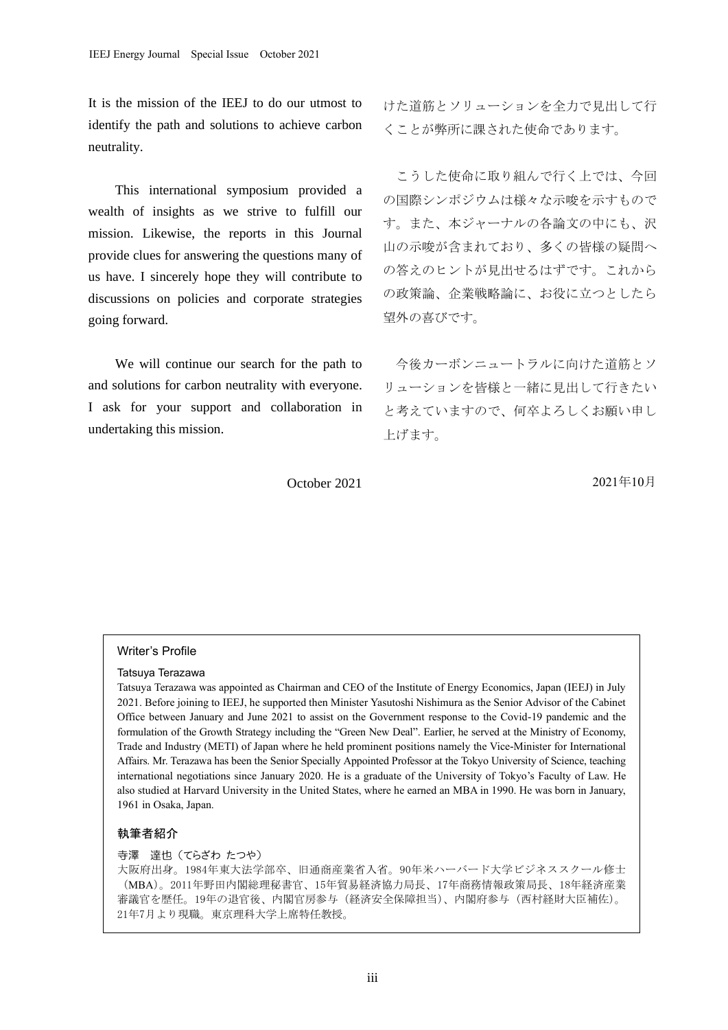It is the mission of the IEEJ to do our utmost to identify the path and solutions to achieve carbon neutrality.

This international symposium provided a wealth of insights as we strive to fulfill our mission. Likewise, the reports in this Journal provide clues for answering the questions many of us have. I sincerely hope they will contribute to discussions on policies and corporate strategies going forward.

We will continue our search for the path to and solutions for carbon neutrality with everyone. I ask for your support and collaboration in undertaking this mission.

October 2021

けた道筋とソリューションを全力で見出して行くことが弊所に課された使命であります。

こうした使命に取り組んで行く上では、今回の国際シンポジウムは様々な示唆を示すものです。また、本ジャーナルの各論文の中にも、沢山の示唆が含まれており、多くの皆様の疑問への答えのヒントが見出せるはずです。これからの政策論、企業戦略論に、お役に立つとしたら望外の喜びです。

今後カーボンニュートラルに向けた道筋とソリューションを皆様と一緒に見出して行きたいと考えていますので、何卒よろしくお願い申し上げます。

2021年10月

Writer's Profile

Tatsuya Terazawa

Tatsuya Terazawa was appointed as Chairman and CEO of the Institute of Energy Economics, Japan (IEEJ) in July 2021. Before joining to IEEJ, he supported then Minister Yasutoshi Nishimura as the Senior Advisor of the Cabinet Office between January and June 2021 to assist on the Government response to the Covid-19 pandemic and the formulation of the Growth Strategy including the "Green New Deal". Earlier, he served at the Ministry of Economy, Trade and Industry (METI) of Japan where he held prominent positions namely the Vice-Minister for International Affairs. Mr. Terazawa has been the Senior Specially Appointed Professor at the Tokyo University of Science, teaching international negotiations since January 2020. He is a graduate of the University of Tokyo's Faculty of Law. He also studied at Harvard University in the United States, where he earned an MBA in 1990. He was born in January, 1961 in Osaka, Japan.

**執筆者紹介**

寺澤　達也（てらざわ たつや）

大阪府出身。1984年東大法学部卒、旧通商産業省入省。90年米ハーバード大学ビジネススクール修士（MBA）。2011年野田内閣総理秘書官、15年貿易経済協力局長、17年商務情報政策局長、18年経済産業審議官を歴任。19年の退官後、内閣官房参与（経済安全保障担当）、内閣府参与（西村経財大臣補佐）。21年7月より現職。東京理科大学上席特任教授。